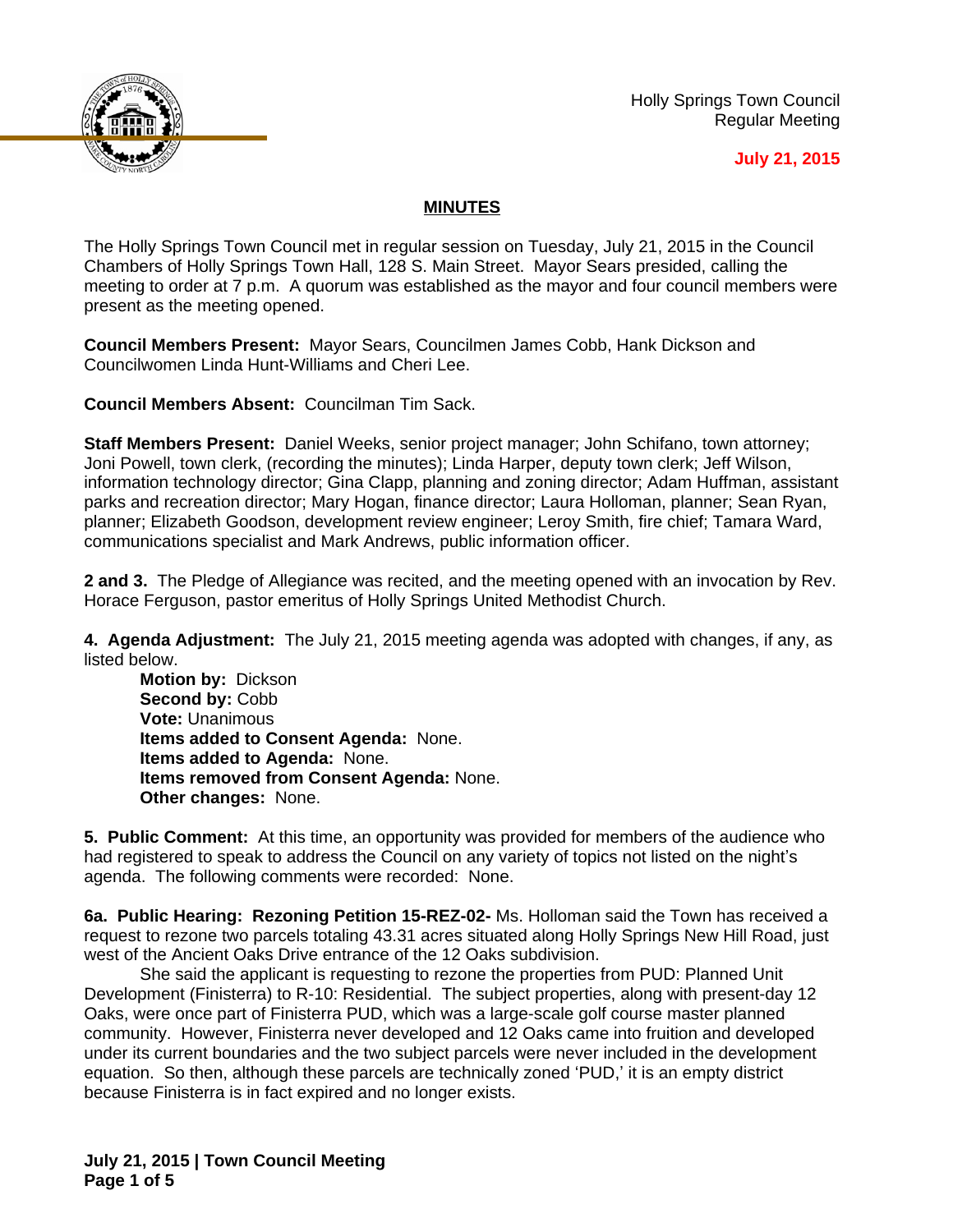Holly Springs Town Council
Regular Meeting

**July 21, 2015**

## MINUTES

The Holly Springs Town Council met in regular session on Tuesday, July 21, 2015 in the Council Chambers of Holly Springs Town Hall, 128 S. Main Street. Mayor Sears presided, calling the meeting to order at 7 p.m. A quorum was established as the mayor and four council members were present as the meeting opened.

**Council Members Present:** Mayor Sears, Councilmen James Cobb, Hank Dickson and Councilwomen Linda Hunt-Williams and Cheri Lee.

**Council Members Absent:** Councilman Tim Sack.

**Staff Members Present:** Daniel Weeks, senior project manager; John Schifano, town attorney; Joni Powell, town clerk, (recording the minutes); Linda Harper, deputy town clerk; Jeff Wilson, information technology director; Gina Clapp, planning and zoning director; Adam Huffman, assistant parks and recreation director; Mary Hogan, finance director; Laura Holloman, planner; Sean Ryan, planner; Elizabeth Goodson, development review engineer; Leroy Smith, fire chief; Tamara Ward, communications specialist and Mark Andrews, public information officer.

**2 and 3.** The Pledge of Allegiance was recited, and the meeting opened with an invocation by Rev. Horace Ferguson, pastor emeritus of Holly Springs United Methodist Church.

**4. Agenda Adjustment:** The July 21, 2015 meeting agenda was adopted with changes, if any, as listed below.

> **Motion by:** Dickson
> **Second by:** Cobb
> **Vote:** Unanimous
> **Items added to Consent Agenda:** None.
> **Items added to Agenda:** None.
> **Items removed from Consent Agenda:** None.
> **Other changes:** None.

**5. Public Comment:** At this time, an opportunity was provided for members of the audience who had registered to speak to address the Council on any variety of topics not listed on the night's agenda. The following comments were recorded: None.

**6a. Public Hearing: Rezoning Petition 15-REZ-02-** Ms. Holloman said the Town has received a request to rezone two parcels totaling 43.31 acres situated along Holly Springs New Hill Road, just west of the Ancient Oaks Drive entrance of the 12 Oaks subdivision.

She said the applicant is requesting to rezone the properties from PUD: Planned Unit Development (Finisterra) to R-10: Residential. The subject properties, along with present-day 12 Oaks, were once part of Finisterra PUD, which was a large-scale golf course master planned community. However, Finisterra never developed and 12 Oaks came into fruition and developed under its current boundaries and the two subject parcels were never included in the development equation. So then, although these parcels are technically zoned 'PUD,' it is an empty district because Finisterra is in fact expired and no longer exists.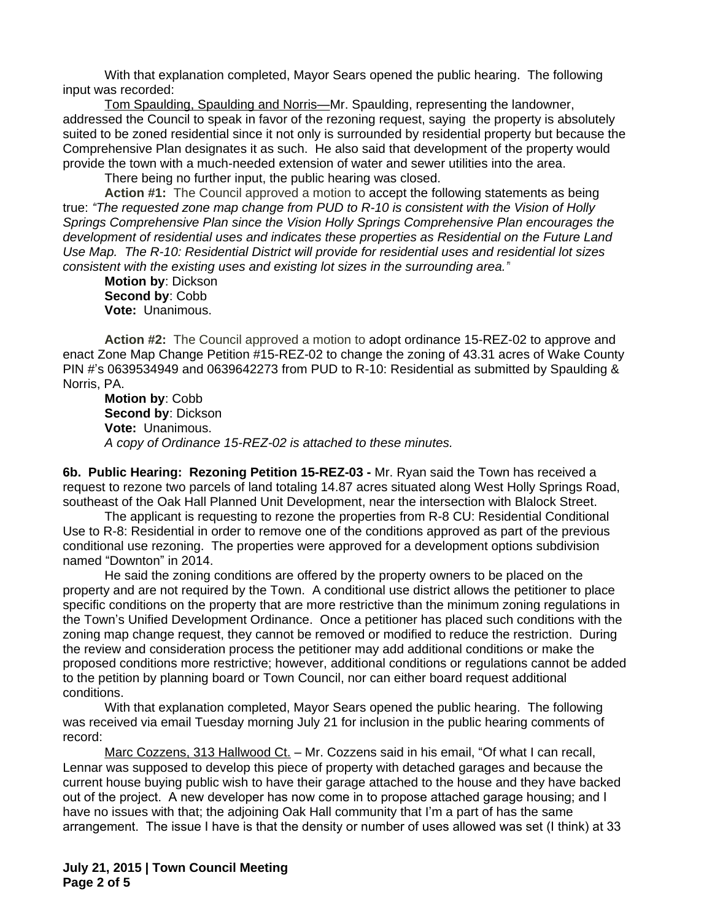With that explanation completed, Mayor Sears opened the public hearing. The following input was recorded:

Tom Spaulding, Spaulding and Norris—Mr. Spaulding, representing the landowner, addressed the Council to speak in favor of the rezoning request, saying the property is absolutely suited to be zoned residential since it not only is surrounded by residential property but because the Comprehensive Plan designates it as such. He also said that development of the property would provide the town with a much-needed extension of water and sewer utilities into the area.

There being no further input, the public hearing was closed.

**Action #1:** The Council approved a motion to accept the following statements as being true: *"The requested zone map change from PUD to R-10 is consistent with the Vision of Holly Springs Comprehensive Plan since the Vision Holly Springs Comprehensive Plan encourages the development of residential uses and indicates these properties as Residential on the Future Land Use Map. The R-10: Residential District will provide for residential uses and residential lot sizes consistent with the existing uses and existing lot sizes in the surrounding area."*

**Motion by**: Dickson
**Second by**: Cobb
**Vote:** Unanimous.

**Action #2:** The Council approved a motion to adopt ordinance 15-REZ-02 to approve and enact Zone Map Change Petition #15-REZ-02 to change the zoning of 43.31 acres of Wake County PIN #'s 0639534949 and 0639642273 from PUD to R-10: Residential as submitted by Spaulding & Norris, PA.

**Motion by**: Cobb
**Second by**: Dickson
**Vote:** Unanimous.
*A copy of Ordinance 15-REZ-02 is attached to these minutes.*

**6b. Public Hearing: Rezoning Petition 15-REZ-03 -** Mr. Ryan said the Town has received a request to rezone two parcels of land totaling 14.87 acres situated along West Holly Springs Road, southeast of the Oak Hall Planned Unit Development, near the intersection with Blalock Street.

The applicant is requesting to rezone the properties from R-8 CU: Residential Conditional Use to R-8: Residential in order to remove one of the conditions approved as part of the previous conditional use rezoning. The properties were approved for a development options subdivision named "Downton" in 2014.

He said the zoning conditions are offered by the property owners to be placed on the property and are not required by the Town. A conditional use district allows the petitioner to place specific conditions on the property that are more restrictive than the minimum zoning regulations in the Town's Unified Development Ordinance. Once a petitioner has placed such conditions with the zoning map change request, they cannot be removed or modified to reduce the restriction. During the review and consideration process the petitioner may add additional conditions or make the proposed conditions more restrictive; however, additional conditions or regulations cannot be added to the petition by planning board or Town Council, nor can either board request additional conditions.

With that explanation completed, Mayor Sears opened the public hearing. The following was received via email Tuesday morning July 21 for inclusion in the public hearing comments of record:

Marc Cozzens, 313 Hallwood Ct. – Mr. Cozzens said in his email, "Of what I can recall, Lennar was supposed to develop this piece of property with detached garages and because the current house buying public wish to have their garage attached to the house and they have backed out of the project. A new developer has now come in to propose attached garage housing; and I have no issues with that; the adjoining Oak Hall community that I'm a part of has the same arrangement. The issue I have is that the density or number of uses allowed was set (I think) at 33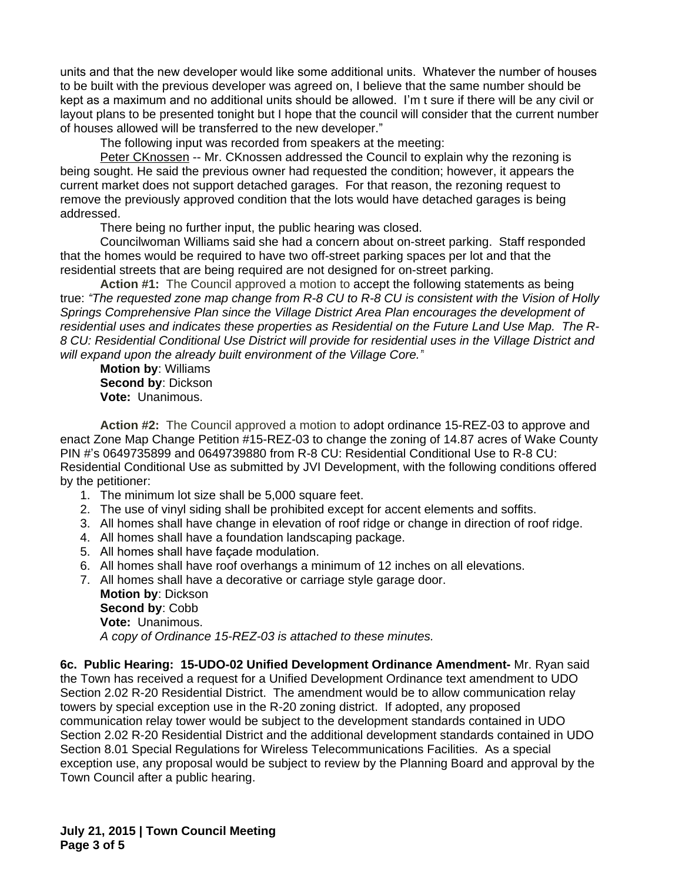units and that the new developer would like some additional units. Whatever the number of houses to be built with the previous developer was agreed on, I believe that the same number should be kept as a maximum and no additional units should be allowed. I'm t sure if there will be any civil or layout plans to be presented tonight but I hope that the council will consider that the current number of houses allowed will be transferred to the new developer."

The following input was recorded from speakers at the meeting:

Peter CKnossen -- Mr. CKnossen addressed the Council to explain why the rezoning is being sought. He said the previous owner had requested the condition; however, it appears the current market does not support detached garages. For that reason, the rezoning request to remove the previously approved condition that the lots would have detached garages is being addressed.

There being no further input, the public hearing was closed.

Councilwoman Williams said she had a concern about on-street parking. Staff responded that the homes would be required to have two off-street parking spaces per lot and that the residential streets that are being required are not designed for on-street parking.

**Action #1:** The Council approved a motion to accept the following statements as being true: *"The requested zone map change from R-8 CU to R-8 CU is consistent with the Vision of Holly Springs Comprehensive Plan since the Village District Area Plan encourages the development of residential uses and indicates these properties as Residential on the Future Land Use Map. The R-8 CU: Residential Conditional Use District will provide for residential uses in the Village District and will expand upon the already built environment of the Village Core."*

**Motion by**: Williams
**Second by**: Dickson
**Vote:** Unanimous.

**Action #2:** The Council approved a motion to adopt ordinance 15-REZ-03 to approve and enact Zone Map Change Petition #15-REZ-03 to change the zoning of 14.87 acres of Wake County PIN #'s 0649735899 and 0649739880 from R-8 CU: Residential Conditional Use to R-8 CU: Residential Conditional Use as submitted by JVI Development, with the following conditions offered by the petitioner:

1. The minimum lot size shall be 5,000 square feet.
2. The use of vinyl siding shall be prohibited except for accent elements and soffits.
3. All homes shall have change in elevation of roof ridge or change in direction of roof ridge.
4. All homes shall have a foundation landscaping package.
5. All homes shall have façade modulation.
6. All homes shall have roof overhangs a minimum of 12 inches on all elevations.
7. All homes shall have a decorative or carriage style garage door.

**Motion by**: Dickson
**Second by**: Cobb
**Vote:** Unanimous.
*A copy of Ordinance 15-REZ-03 is attached to these minutes.*

**6c. Public Hearing: 15-UDO-02 Unified Development Ordinance Amendment-** Mr. Ryan said the Town has received a request for a Unified Development Ordinance text amendment to UDO Section 2.02 R-20 Residential District. The amendment would be to allow communication relay towers by special exception use in the R-20 zoning district. If adopted, any proposed communication relay tower would be subject to the development standards contained in UDO Section 2.02 R-20 Residential District and the additional development standards contained in UDO Section 8.01 Special Regulations for Wireless Telecommunications Facilities. As a special exception use, any proposal would be subject to review by the Planning Board and approval by the Town Council after a public hearing.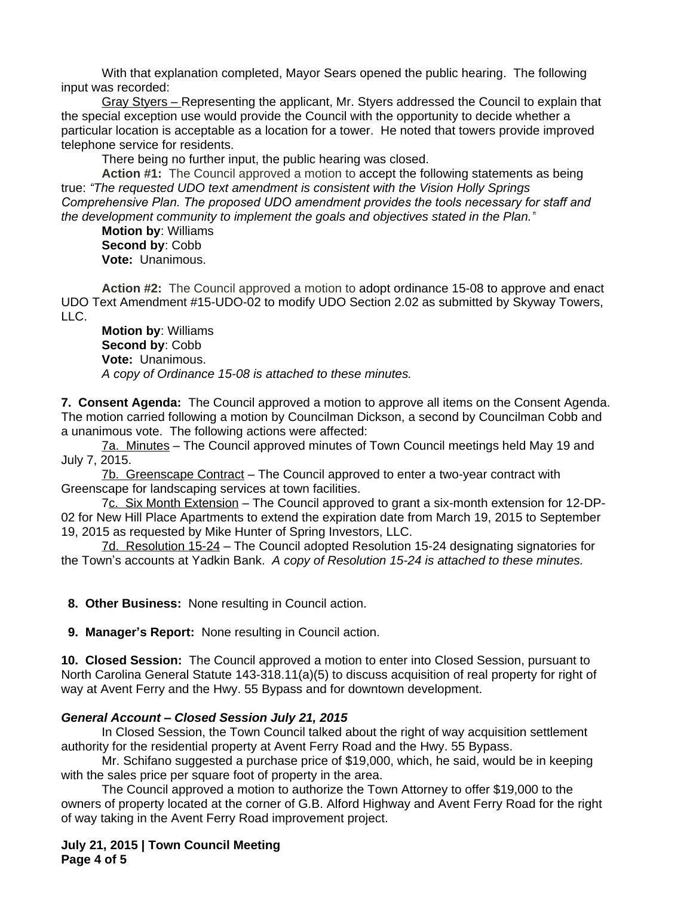With that explanation completed, Mayor Sears opened the public hearing. The following input was recorded:

Gray Styers – Representing the applicant, Mr. Styers addressed the Council to explain that the special exception use would provide the Council with the opportunity to decide whether a particular location is acceptable as a location for a tower. He noted that towers provide improved telephone service for residents.

There being no further input, the public hearing was closed.

**Action #1:** The Council approved a motion to accept the following statements as being true: *"The requested UDO text amendment is consistent with the Vision Holly Springs Comprehensive Plan. The proposed UDO amendment provides the tools necessary for staff and the development community to implement the goals and objectives stated in the Plan."*

**Motion by**: Williams
**Second by**: Cobb
**Vote:** Unanimous.

**Action #2:** The Council approved a motion to adopt ordinance 15-08 to approve and enact UDO Text Amendment #15-UDO-02 to modify UDO Section 2.02 as submitted by Skyway Towers, LLC.

**Motion by**: Williams
**Second by**: Cobb
**Vote:** Unanimous.
*A copy of Ordinance 15-08 is attached to these minutes.*

**7. Consent Agenda:** The Council approved a motion to approve all items on the Consent Agenda. The motion carried following a motion by Councilman Dickson, a second by Councilman Cobb and a unanimous vote. The following actions were affected:

7a. Minutes – The Council approved minutes of Town Council meetings held May 19 and July 7, 2015.

7b. Greenscape Contract – The Council approved to enter a two-year contract with Greenscape for landscaping services at town facilities.

7c. Six Month Extension – The Council approved to grant a six-month extension for 12-DP-02 for New Hill Place Apartments to extend the expiration date from March 19, 2015 to September 19, 2015 as requested by Mike Hunter of Spring Investors, LLC.

7d. Resolution 15-24 – The Council adopted Resolution 15-24 designating signatories for the Town's accounts at Yadkin Bank. *A copy of Resolution 15-24 is attached to these minutes.*

**8. Other Business:** None resulting in Council action.

**9. Manager's Report:** None resulting in Council action.

**10. Closed Session:** The Council approved a motion to enter into Closed Session, pursuant to North Carolina General Statute 143-318.11(a)(5) to discuss acquisition of real property for right of way at Avent Ferry and the Hwy. 55 Bypass and for downtown development.

***General Account – Closed Session July 21, 2015***

In Closed Session, the Town Council talked about the right of way acquisition settlement authority for the residential property at Avent Ferry Road and the Hwy. 55 Bypass.

Mr. Schifano suggested a purchase price of $19,000, which, he said, would be in keeping with the sales price per square foot of property in the area.

The Council approved a motion to authorize the Town Attorney to offer $19,000 to the owners of property located at the corner of G.B. Alford Highway and Avent Ferry Road for the right of way taking in the Avent Ferry Road improvement project.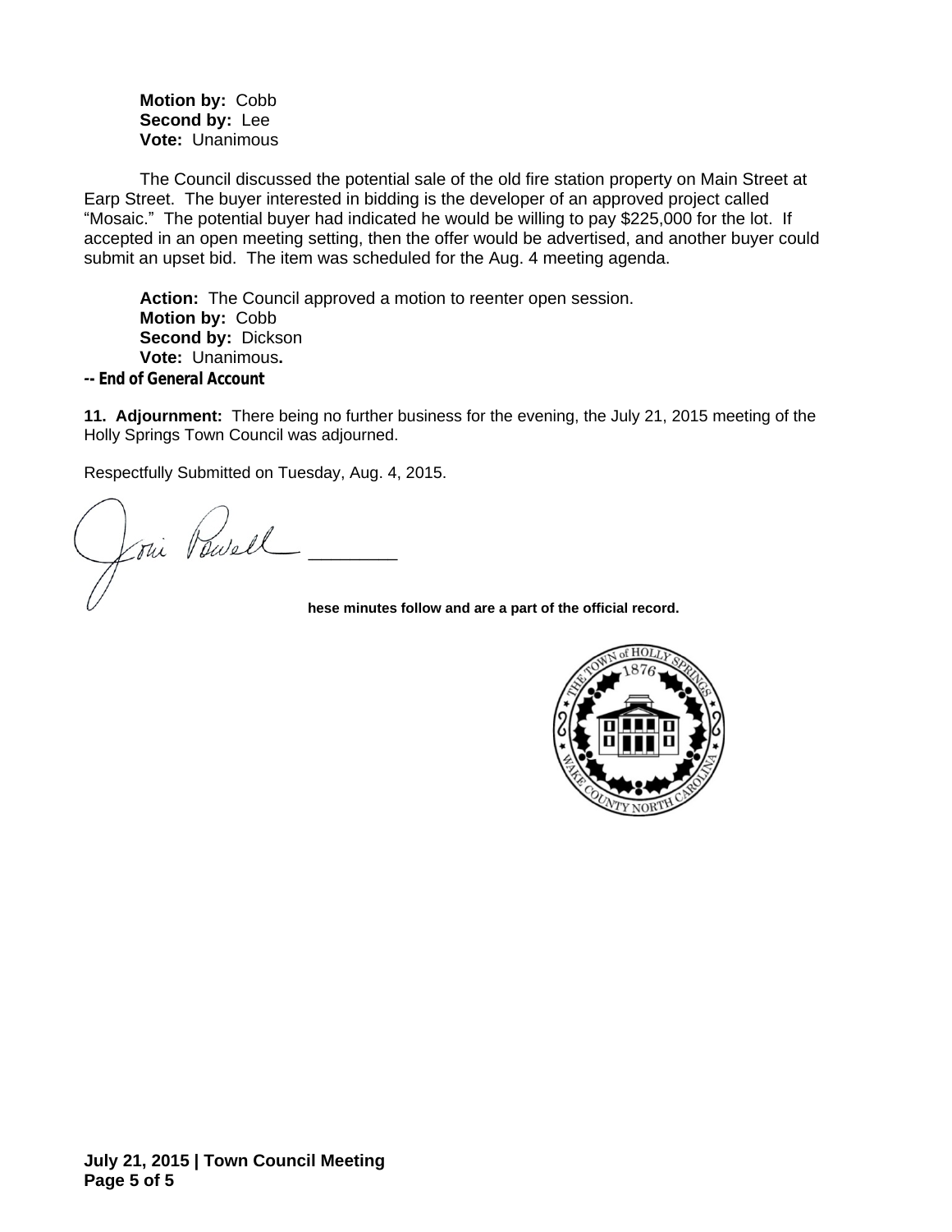**Motion by:** Cobb
**Second by:** Lee
**Vote:** Unanimous

The Council discussed the potential sale of the old fire station property on Main Street at Earp Street. The buyer interested in bidding is the developer of an approved project called "Mosaic." The potential buyer had indicated he would be willing to pay $225,000 for the lot. If accepted in an open meeting setting, then the offer would be advertised, and another buyer could submit an upset bid. The item was scheduled for the Aug. 4 meeting agenda.

**Action:** The Council approved a motion to reenter open session.
**Motion by:** Cobb
**Second by:** Dickson
**Vote:** Unanimous**.**

***-- End of General Account***

**11. Adjournment:** There being no further business for the evening, the July 21, 2015 meeting of the Holly Springs Town Council was adjourned.

Respectfully Submitted on Tuesday, Aug. 4, 2015.

Joni Powell ________

**hese minutes follow and are a part of the official record.**